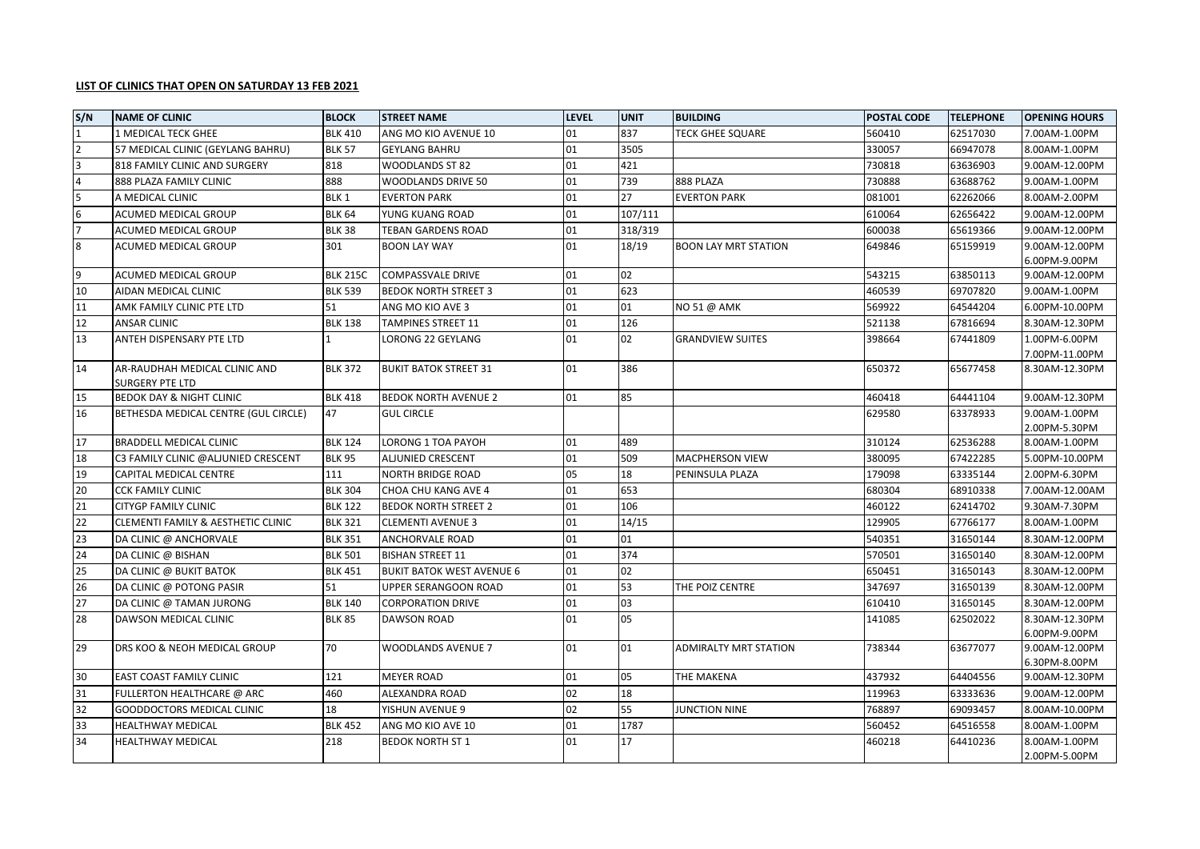**LIST OF CLINICS THAT OPEN ON SATURDAY 13 FEB 2021**

| S/N | NAME OF CLINIC | BLOCK | STREET NAME | LEVEL | UNIT | BUILDING | POSTAL CODE | TELEPHONE | OPENING HOURS |
|---|---|---|---|---|---|---|---|---|---|
| 1 | 1 MEDICAL TECK GHEE | BLK 410 | ANG MO KIO AVENUE 10 | 01 | 837 | TECK GHEE SQUARE | 560410 | 62517030 | 7.00AM-1.00PM |
| 2 | 57 MEDICAL CLINIC (GEYLANG BAHRU) | BLK 57 | GEYLANG BAHRU | 01 | 3505 | | 330057 | 66947078 | 8.00AM-1.00PM |
| 3 | 818 FAMILY CLINIC AND SURGERY | 818 | WOODLANDS ST 82 | 01 | 421 | | 730818 | 63636903 | 9.00AM-12.00PM |
| 4 | 888 PLAZA FAMILY CLINIC | 888 | WOODLANDS DRIVE 50 | 01 | 739 | 888 PLAZA | 730888 | 63688762 | 9.00AM-1.00PM |
| 5 | A MEDICAL CLINIC | BLK 1 | EVERTON PARK | 01 | 27 | EVERTON PARK | 081001 | 62262066 | 8.00AM-2.00PM |
| 6 | ACUMED MEDICAL GROUP | BLK 64 | YUNG KUANG ROAD | 01 | 107/111 | | 610064 | 62656422 | 9.00AM-12.00PM |
| 7 | ACUMED MEDICAL GROUP | BLK 38 | TEBAN GARDENS ROAD | 01 | 318/319 | | 600038 | 65619366 | 9.00AM-12.00PM |
| 8 | ACUMED MEDICAL GROUP | 301 | BOON LAY WAY | 01 | 18/19 | BOON LAY MRT STATION | 649846 | 65159919 | 9.00AM-12.00PM 6.00PM-9.00PM |
| 9 | ACUMED MEDICAL GROUP | BLK 215C | COMPASSVALE DRIVE | 01 | 02 | | 543215 | 63850113 | 9.00AM-12.00PM |
| 10 | AIDAN MEDICAL CLINIC | BLK 539 | BEDOK NORTH STREET 3 | 01 | 623 | | 460539 | 69707820 | 9.00AM-1.00PM |
| 11 | AMK FAMILY CLINIC PTE LTD | 51 | ANG MO KIO AVE 3 | 01 | 01 | NO 51 @ AMK | 569922 | 64544204 | 6.00PM-10.00PM |
| 12 | ANSAR CLINIC | BLK 138 | TAMPINES STREET 11 | 01 | 126 | | 521138 | 67816694 | 8.30AM-12.30PM |
| 13 | ANTEH DISPENSARY PTE LTD | 1 | LORONG 22 GEYLANG | 01 | 02 | GRANDVIEW SUITES | 398664 | 67441809 | 1.00PM-6.00PM 7.00PM-11.00PM |
| 14 | AR-RAUDHAH MEDICAL CLINIC AND SURGERY PTE LTD | BLK 372 | BUKIT BATOK STREET 31 | 01 | 386 | | 650372 | 65677458 | 8.30AM-12.30PM |
| 15 | BEDOK DAY & NIGHT CLINIC | BLK 418 | BEDOK NORTH AVENUE 2 | 01 | 85 | | 460418 | 64441104 | 9.00AM-12.30PM |
| 16 | BETHESDA MEDICAL CENTRE (GUL CIRCLE) | 47 | GUL CIRCLE | | | | 629580 | 63378933 | 9.00AM-1.00PM 2.00PM-5.30PM |
| 17 | BRADDELL MEDICAL CLINIC | BLK 124 | LORONG 1 TOA PAYOH | 01 | 489 | | 310124 | 62536288 | 8.00AM-1.00PM |
| 18 | C3 FAMILY CLINIC @ALJUNIED CRESCENT | BLK 95 | ALJUNIED CRESCENT | 01 | 509 | MACPHERSON VIEW | 380095 | 67422285 | 5.00PM-10.00PM |
| 19 | CAPITAL MEDICAL CENTRE | 111 | NORTH BRIDGE ROAD | 05 | 18 | PENINSULA PLAZA | 179098 | 63335144 | 2.00PM-6.30PM |
| 20 | CCK FAMILY CLINIC | BLK 304 | CHOA CHU KANG AVE 4 | 01 | 653 | | 680304 | 68910338 | 7.00AM-12.00AM |
| 21 | CITYGP FAMILY CLINIC | BLK 122 | BEDOK NORTH STREET 2 | 01 | 106 | | 460122 | 62414702 | 9.30AM-7.30PM |
| 22 | CLEMENTI FAMILY & AESTHETIC CLINIC | BLK 321 | CLEMENTI AVENUE 3 | 01 | 14/15 | | 129905 | 67766177 | 8.00AM-1.00PM |
| 23 | DA CLINIC @ ANCHORVALE | BLK 351 | ANCHORVALE ROAD | 01 | 01 | | 540351 | 31650144 | 8.30AM-12.00PM |
| 24 | DA CLINIC @ BISHAN | BLK 501 | BISHAN STREET 11 | 01 | 374 | | 570501 | 31650140 | 8.30AM-12.00PM |
| 25 | DA CLINIC @ BUKIT BATOK | BLK 451 | BUKIT BATOK WEST AVENUE 6 | 01 | 02 | | 650451 | 31650143 | 8.30AM-12.00PM |
| 26 | DA CLINIC @ POTONG PASIR | 51 | UPPER SERANGOON ROAD | 01 | 53 | THE POIZ CENTRE | 347697 | 31650139 | 8.30AM-12.00PM |
| 27 | DA CLINIC @ TAMAN JURONG | BLK 140 | CORPORATION DRIVE | 01 | 03 | | 610410 | 31650145 | 8.30AM-12.00PM |
| 28 | DAWSON MEDICAL CLINIC | BLK 85 | DAWSON ROAD | 01 | 05 | | 141085 | 62502022 | 8.30AM-12.30PM 6.00PM-9.00PM |
| 29 | DRS KOO & NEOH MEDICAL GROUP | 70 | WOODLANDS AVENUE 7 | 01 | 01 | ADMIRALTY MRT STATION | 738344 | 63677077 | 9.00AM-12.00PM 6.30PM-8.00PM |
| 30 | EAST COAST FAMILY CLINIC | 121 | MEYER ROAD | 01 | 05 | THE MAKENA | 437932 | 64404556 | 9.00AM-12.30PM |
| 31 | FULLERTON HEALTHCARE @ ARC | 460 | ALEXANDRA ROAD | 02 | 18 | | 119963 | 63333636 | 9.00AM-12.00PM |
| 32 | GOODDOCTORS MEDICAL CLINIC | 18 | YISHUN AVENUE 9 | 02 | 55 | JUNCTION NINE | 768897 | 69093457 | 8.00AM-10.00PM |
| 33 | HEALTHWAY MEDICAL | BLK 452 | ANG MO KIO AVE 10 | 01 | 1787 | | 560452 | 64516558 | 8.00AM-1.00PM |
| 34 | HEALTHWAY MEDICAL | 218 | BEDOK NORTH ST 1 | 01 | 17 | | 460218 | 64410236 | 8.00AM-1.00PM 2.00PM-5.00PM |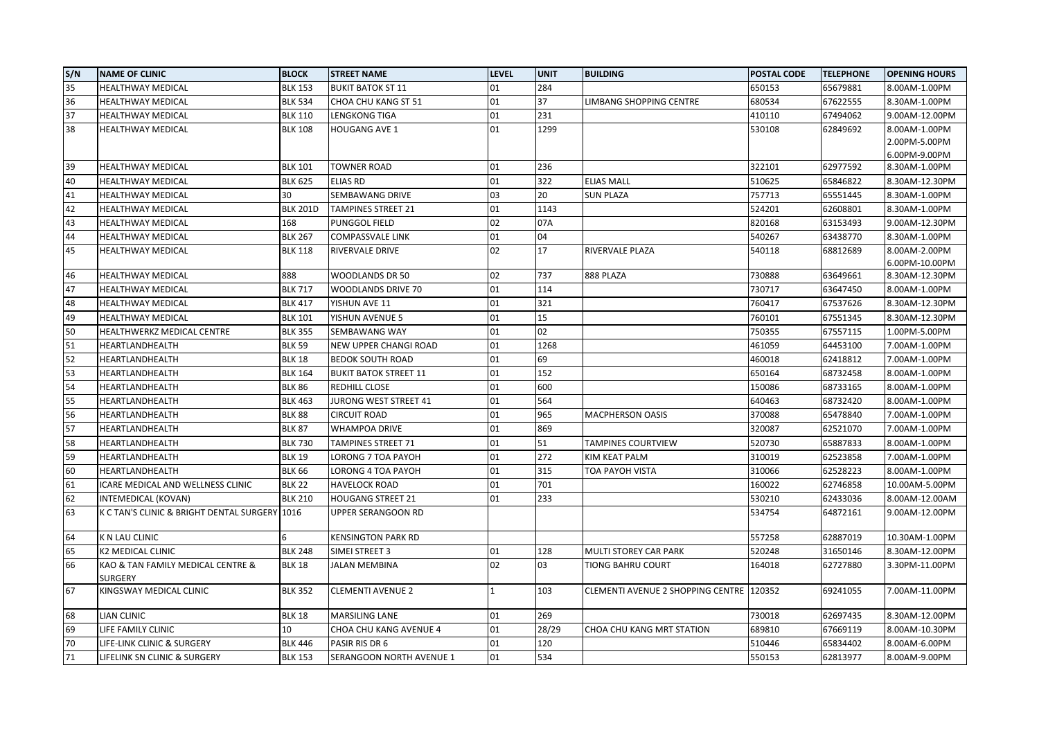| S/N | NAME OF CLINIC | BLOCK | STREET NAME | LEVEL | UNIT | BUILDING | POSTAL CODE | TELEPHONE | OPENING HOURS |
|---|---|---|---|---|---|---|---|---|---|
| 35 | HEALTHWAY MEDICAL | BLK 153 | BUKIT BATOK ST 11 | 01 | 284 | | 650153 | 65679881 | 8.00AM-1.00PM |
| 36 | HEALTHWAY MEDICAL | BLK 534 | CHOA CHU KANG ST 51 | 01 | 37 | LIMBANG SHOPPING CENTRE | 680534 | 67622555 | 8.30AM-1.00PM |
| 37 | HEALTHWAY MEDICAL | BLK 110 | LENGKONG TIGA | 01 | 231 | | 410110 | 67494062 | 9.00AM-12.00PM |
| 38 | HEALTHWAY MEDICAL | BLK 108 | HOUGANG AVE 1 | 01 | 1299 | | 530108 | 62849692 | 8.00AM-1.00PM 2.00PM-5.00PM 6.00PM-9.00PM |
| 39 | HEALTHWAY MEDICAL | BLK 101 | TOWNER ROAD | 01 | 236 | | 322101 | 62977592 | 8.30AM-1.00PM |
| 40 | HEALTHWAY MEDICAL | BLK 625 | ELIAS RD | 01 | 322 | ELIAS MALL | 510625 | 65846822 | 8.30AM-12.30PM |
| 41 | HEALTHWAY MEDICAL | 30 | SEMBAWANG DRIVE | 03 | 20 | SUN PLAZA | 757713 | 65551445 | 8.30AM-1.00PM |
| 42 | HEALTHWAY MEDICAL | BLK 201D | TAMPINES STREET 21 | 01 | 1143 | | 524201 | 62608801 | 8.30AM-1.00PM |
| 43 | HEALTHWAY MEDICAL | 168 | PUNGGOL FIELD | 02 | 07A | | 820168 | 63153493 | 9.00AM-12.30PM |
| 44 | HEALTHWAY MEDICAL | BLK 267 | COMPASSVALE LINK | 01 | 04 | | 540267 | 63438770 | 8.30AM-1.00PM |
| 45 | HEALTHWAY MEDICAL | BLK 118 | RIVERVALE DRIVE | 02 | 17 | RIVERVALE PLAZA | 540118 | 68812689 | 8.00AM-2.00PM 6.00PM-10.00PM |
| 46 | HEALTHWAY MEDICAL | 888 | WOODLANDS DR 50 | 02 | 737 | 888 PLAZA | 730888 | 63649661 | 8.30AM-12.30PM |
| 47 | HEALTHWAY MEDICAL | BLK 717 | WOODLANDS DRIVE 70 | 01 | 114 | | 730717 | 63647450 | 8.00AM-1.00PM |
| 48 | HEALTHWAY MEDICAL | BLK 417 | YISHUN AVE 11 | 01 | 321 | | 760417 | 67537626 | 8.30AM-12.30PM |
| 49 | HEALTHWAY MEDICAL | BLK 101 | YISHUN AVENUE 5 | 01 | 15 | | 760101 | 67551345 | 8.30AM-12.30PM |
| 50 | HEALTHWERKZ MEDICAL CENTRE | BLK 355 | SEMBAWANG WAY | 01 | 02 | | 750355 | 67557115 | 1.00PM-5.00PM |
| 51 | HEARTLANDHEALTH | BLK 59 | NEW UPPER CHANGI ROAD | 01 | 1268 | | 461059 | 64453100 | 7.00AM-1.00PM |
| 52 | HEARTLANDHEALTH | BLK 18 | BEDOK SOUTH ROAD | 01 | 69 | | 460018 | 62418812 | 7.00AM-1.00PM |
| 53 | HEARTLANDHEALTH | BLK 164 | BUKIT BATOK STREET 11 | 01 | 152 | | 650164 | 68732458 | 8.00AM-1.00PM |
| 54 | HEARTLANDHEALTH | BLK 86 | REDHILL CLOSE | 01 | 600 | | 150086 | 68733165 | 8.00AM-1.00PM |
| 55 | HEARTLANDHEALTH | BLK 463 | JURONG WEST STREET 41 | 01 | 564 | | 640463 | 68732420 | 8.00AM-1.00PM |
| 56 | HEARTLANDHEALTH | BLK 88 | CIRCUIT ROAD | 01 | 965 | MACPHERSON OASIS | 370088 | 65478840 | 7.00AM-1.00PM |
| 57 | HEARTLANDHEALTH | BLK 87 | WHAMPOA DRIVE | 01 | 869 | | 320087 | 62521070 | 7.00AM-1.00PM |
| 58 | HEARTLANDHEALTH | BLK 730 | TAMPINES STREET 71 | 01 | 51 | TAMPINES COURTVIEW | 520730 | 65887833 | 8.00AM-1.00PM |
| 59 | HEARTLANDHEALTH | BLK 19 | LORONG 7 TOA PAYOH | 01 | 272 | KIM KEAT PALM | 310019 | 62523858 | 7.00AM-1.00PM |
| 60 | HEARTLANDHEALTH | BLK 66 | LORONG 4 TOA PAYOH | 01 | 315 | TOA PAYOH VISTA | 310066 | 62528223 | 8.00AM-1.00PM |
| 61 | ICARE MEDICAL AND WELLNESS CLINIC | BLK 22 | HAVELOCK ROAD | 01 | 701 | | 160022 | 62746858 | 10.00AM-5.00PM |
| 62 | INTEMEDICAL (KOVAN) | BLK 210 | HOUGANG STREET 21 | 01 | 233 | | 530210 | 62433036 | 8.00AM-12.00AM |
| 63 | K C TAN'S CLINIC & BRIGHT DENTAL SURGERY | 1016 | UPPER SERANGOON RD | | | | 534754 | 64872161 | 9.00AM-12.00PM |
| 64 | K N LAU CLINIC | 6 | KENSINGTON PARK RD | | | | 557258 | 62887019 | 10.30AM-1.00PM |
| 65 | K2 MEDICAL CLINIC | BLK 248 | SIMEI STREET 3 | 01 | 128 | MULTI STOREY CAR PARK | 520248 | 31650146 | 8.30AM-12.00PM |
| 66 | KAO & TAN FAMILY MEDICAL CENTRE & SURGERY | BLK 18 | JALAN MEMBINA | 02 | 03 | TIONG BAHRU COURT | 164018 | 62727880 | 3.30PM-11.00PM |
| 67 | KINGSWAY MEDICAL CLINIC | BLK 352 | CLEMENTI AVENUE 2 | 1 | 103 | CLEMENTI AVENUE 2 SHOPPING CENTRE | 120352 | 69241055 | 7.00AM-11.00PM |
| 68 | LIAN CLINIC | BLK 18 | MARSILING LANE | 01 | 269 | | 730018 | 62697435 | 8.30AM-12.00PM |
| 69 | LIFE FAMILY CLINIC | 10 | CHOA CHU KANG AVENUE 4 | 01 | 28/29 | CHOA CHU KANG MRT STATION | 689810 | 67669119 | 8.00AM-10.30PM |
| 70 | LIFE-LINK CLINIC & SURGERY | BLK 446 | PASIR RIS DR 6 | 01 | 120 | | 510446 | 65834402 | 8.00AM-6.00PM |
| 71 | LIFELINK SN CLINIC & SURGERY | BLK 153 | SERANGOON NORTH AVENUE 1 | 01 | 534 | | 550153 | 62813977 | 8.00AM-9.00PM |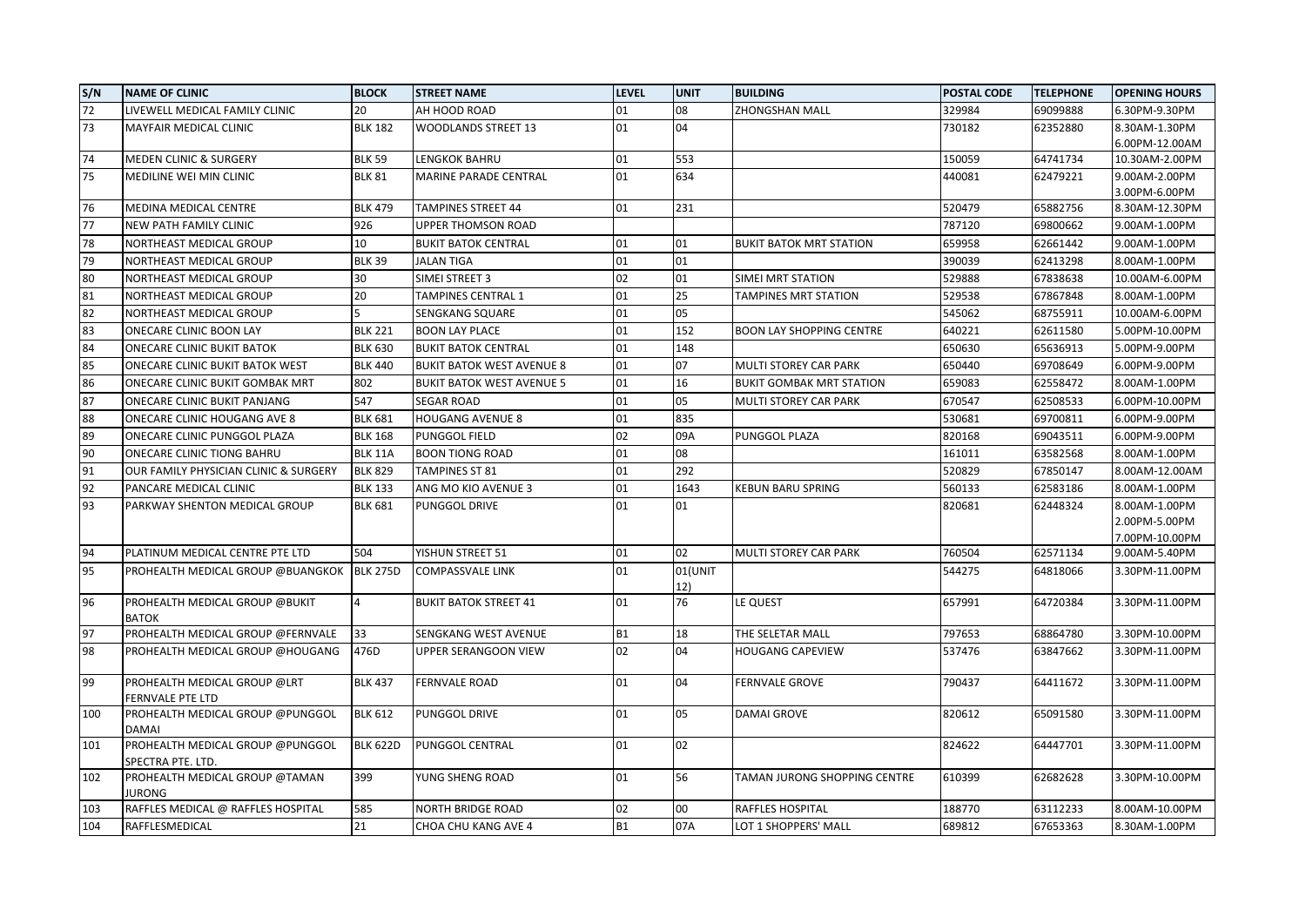| S/N | NAME OF CLINIC | BLOCK | STREET NAME | LEVEL | UNIT | BUILDING | POSTAL CODE | TELEPHONE | OPENING HOURS |
|---|---|---|---|---|---|---|---|---|---|
| 72 | LIVEWELL MEDICAL FAMILY CLINIC | 20 | AH HOOD ROAD | 01 | 08 | ZHONGSHAN MALL | 329984 | 69099888 | 6.30PM-9.30PM |
| 73 | MAYFAIR MEDICAL CLINIC | BLK 182 | WOODLANDS STREET 13 | 01 | 04 | | 730182 | 62352880 | 8.30AM-1.30PM 6.00PM-12.00AM |
| 74 | MEDEN CLINIC & SURGERY | BLK 59 | LENGKOK BAHRU | 01 | 553 | | 150059 | 64741734 | 10.30AM-2.00PM |
| 75 | MEDILINE WEI MIN CLINIC | BLK 81 | MARINE PARADE CENTRAL | 01 | 634 | | 440081 | 62479221 | 9.00AM-2.00PM 3.00PM-6.00PM |
| 76 | MEDINA MEDICAL CENTRE | BLK 479 | TAMPINES STREET 44 | 01 | 231 | | 520479 | 65882756 | 8.30AM-12.30PM |
| 77 | NEW PATH FAMILY CLINIC | 926 | UPPER THOMSON ROAD | | | | 787120 | 69800662 | 9.00AM-1.00PM |
| 78 | NORTHEAST MEDICAL GROUP | 10 | BUKIT BATOK CENTRAL | 01 | 01 | BUKIT BATOK MRT STATION | 659958 | 62661442 | 9.00AM-1.00PM |
| 79 | NORTHEAST MEDICAL GROUP | BLK 39 | JALAN TIGA | 01 | 01 | | 390039 | 62413298 | 8.00AM-1.00PM |
| 80 | NORTHEAST MEDICAL GROUP | 30 | SIMEI STREET 3 | 02 | 01 | SIMEI MRT STATION | 529888 | 67838638 | 10.00AM-6.00PM |
| 81 | NORTHEAST MEDICAL GROUP | 20 | TAMPINES CENTRAL 1 | 01 | 25 | TAMPINES MRT STATION | 529538 | 67867848 | 8.00AM-1.00PM |
| 82 | NORTHEAST MEDICAL GROUP | 5 | SENGKANG SQUARE | 01 | 05 | | 545062 | 68755911 | 10.00AM-6.00PM |
| 83 | ONECARE CLINIC BOON LAY | BLK 221 | BOON LAY PLACE | 01 | 152 | BOON LAY SHOPPING CENTRE | 640221 | 62611580 | 5.00PM-10.00PM |
| 84 | ONECARE CLINIC BUKIT BATOK | BLK 630 | BUKIT BATOK CENTRAL | 01 | 148 | | 650630 | 65636913 | 5.00PM-9.00PM |
| 85 | ONECARE CLINIC BUKIT BATOK WEST | BLK 440 | BUKIT BATOK WEST AVENUE 8 | 01 | 07 | MULTI STOREY CAR PARK | 650440 | 69708649 | 6.00PM-9.00PM |
| 86 | ONECARE CLINIC BUKIT GOMBAK MRT | 802 | BUKIT BATOK WEST AVENUE 5 | 01 | 16 | BUKIT GOMBAK MRT STATION | 659083 | 62558472 | 8.00AM-1.00PM |
| 87 | ONECARE CLINIC BUKIT PANJANG | 547 | SEGAR ROAD | 01 | 05 | MULTI STOREY CAR PARK | 670547 | 62508533 | 6.00PM-10.00PM |
| 88 | ONECARE CLINIC HOUGANG AVE 8 | BLK 681 | HOUGANG AVENUE 8 | 01 | 835 | | 530681 | 69700811 | 6.00PM-9.00PM |
| 89 | ONECARE CLINIC PUNGGOL PLAZA | BLK 168 | PUNGGOL FIELD | 02 | 09A | PUNGGOL PLAZA | 820168 | 69043511 | 6.00PM-9.00PM |
| 90 | ONECARE CLINIC TIONG BAHRU | BLK 11A | BOON TIONG ROAD | 01 | 08 | | 161011 | 63582568 | 8.00AM-1.00PM |
| 91 | OUR FAMILY PHYSICIAN CLINIC & SURGERY | BLK 829 | TAMPINES ST 81 | 01 | 292 | | 520829 | 67850147 | 8.00AM-12.00AM |
| 92 | PANCARE MEDICAL CLINIC | BLK 133 | ANG MO KIO AVENUE 3 | 01 | 1643 | KEBUN BARU SPRING | 560133 | 62583186 | 8.00AM-1.00PM |
| 93 | PARKWAY SHENTON MEDICAL GROUP | BLK 681 | PUNGGOL DRIVE | 01 | 01 | | 820681 | 62448324 | 8.00AM-1.00PM 2.00PM-5.00PM 7.00PM-10.00PM |
| 94 | PLATINUM MEDICAL CENTRE PTE LTD | 504 | YISHUN STREET 51 | 01 | 02 | MULTI STOREY CAR PARK | 760504 | 62571134 | 9.00AM-5.40PM |
| 95 | PROHEALTH MEDICAL GROUP @BUANGKOK | BLK 275D | COMPASSVALE LINK | 01 | 01(UNIT 12) | | 544275 | 64818066 | 3.30PM-11.00PM |
| 96 | PROHEALTH MEDICAL GROUP @BUKIT BATOK | 4 | BUKIT BATOK STREET 41 | 01 | 76 | LE QUEST | 657991 | 64720384 | 3.30PM-11.00PM |
| 97 | PROHEALTH MEDICAL GROUP @FERNVALE | 33 | SENGKANG WEST AVENUE | B1 | 18 | THE SELETAR MALL | 797653 | 68864780 | 3.30PM-10.00PM |
| 98 | PROHEALTH MEDICAL GROUP @HOUGANG | 476D | UPPER SERANGOON VIEW | 02 | 04 | HOUGANG CAPEVIEW | 537476 | 63847662 | 3.30PM-11.00PM |
| 99 | PROHEALTH MEDICAL GROUP @LRT FERNVALE PTE LTD | BLK 437 | FERNVALE ROAD | 01 | 04 | FERNVALE GROVE | 790437 | 64411672 | 3.30PM-11.00PM |
| 100 | PROHEALTH MEDICAL GROUP @PUNGGOL DAMAI | BLK 612 | PUNGGOL DRIVE | 01 | 05 | DAMAI GROVE | 820612 | 65091580 | 3.30PM-11.00PM |
| 101 | PROHEALTH MEDICAL GROUP @PUNGGOL SPECTRA PTE. LTD. | BLK 622D | PUNGGOL CENTRAL | 01 | 02 | | 824622 | 64447701 | 3.30PM-11.00PM |
| 102 | PROHEALTH MEDICAL GROUP @TAMAN JURONG | 399 | YUNG SHENG ROAD | 01 | 56 | TAMAN JURONG SHOPPING CENTRE | 610399 | 62682628 | 3.30PM-10.00PM |
| 103 | RAFFLES MEDICAL @ RAFFLES HOSPITAL | 585 | NORTH BRIDGE ROAD | 02 | 00 | RAFFLES HOSPITAL | 188770 | 63112233 | 8.00AM-10.00PM |
| 104 | RAFFLESMEDICAL | 21 | CHOA CHU KANG AVE 4 | B1 | 07A | LOT 1 SHOPPERS' MALL | 689812 | 67653363 | 8.30AM-1.00PM |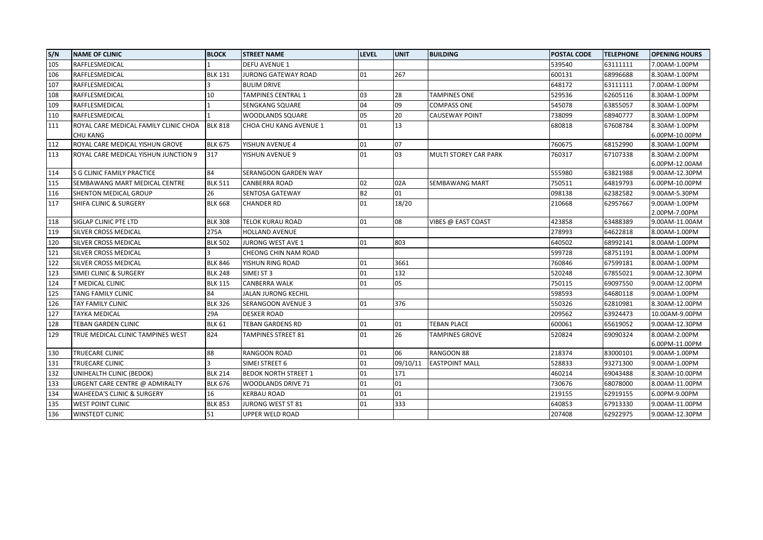| S/N | NAME OF CLINIC | BLOCK | STREET NAME | LEVEL | UNIT | BUILDING | POSTAL CODE | TELEPHONE | OPENING HOURS |
|---|---|---|---|---|---|---|---|---|---|
| 105 | RAFFLESMEDICAL | 1 | DEFU AVENUE 1 | | | | 539540 | 63111111 | 7.00AM-1.00PM |
| 106 | RAFFLESMEDICAL | BLK 131 | JURONG GATEWAY ROAD | 01 | 267 | | 600131 | 68996688 | 8.30AM-1.00PM |
| 107 | RAFFLESMEDICAL | 3 | BULIM DRIVE | | | | 648172 | 63111111 | 7.00AM-1.00PM |
| 108 | RAFFLESMEDICAL | 10 | TAMPINES CENTRAL 1 | 03 | 28 | TAMPINES ONE | 529536 | 62605116 | 8.30AM-1.00PM |
| 109 | RAFFLESMEDICAL | 1 | SENGKANG SQUARE | 04 | 09 | COMPASS ONE | 545078 | 63855057 | 8.30AM-1.00PM |
| 110 | RAFFLESMEDICAL | 1 | WOODLANDS SQUARE | 05 | 20 | CAUSEWAY POINT | 738099 | 68940777 | 8.30AM-1.00PM |
| 111 | ROYAL CARE MEDICAL FAMILY CLINIC CHOA CHU KANG | BLK 818 | CHOA CHU KANG AVENUE 1 | 01 | 13 | | 680818 | 67608784 | 8.30AM-1.00PM 6.00PM-10.00PM |
| 112 | ROYAL CARE MEDICAL YISHUN GROVE | BLK 675 | YISHUN AVENUE 4 | 01 | 07 | | 760675 | 68152990 | 8.30AM-1.00PM |
| 113 | ROYAL CARE MEDICAL YISHUN JUNCTION 9 | 317 | YISHUN AVENUE 9 | 01 | 03 | MULTI STOREY CAR PARK | 760317 | 67107338 | 8.30AM-2.00PM 6.00PM-12.00AM |
| 114 | S G CLINIC FAMILY PRACTICE | 84 | SERANGOON GARDEN WAY | | | | 555980 | 63821988 | 9.00AM-12.30PM |
| 115 | SEMBAWANG MART MEDICAL CENTRE | BLK 511 | CANBERRA ROAD | 02 | 02A | SEMBAWANG MART | 750511 | 64819793 | 6.00PM-10.00PM |
| 116 | SHENTON MEDICAL GROUP | 26 | SENTOSA GATEWAY | B2 | 01 | | 098138 | 62382582 | 9.00AM-5.30PM |
| 117 | SHIFA CLINIC & SURGERY | BLK 668 | CHANDER RD | 01 | 18/20 | | 210668 | 62957667 | 9.00AM-1.00PM 2.00PM-7.00PM |
| 118 | SIGLAP CLINIC PTE LTD | BLK 308 | TELOK KURAU ROAD | 01 | 08 | VIBES @ EAST COAST | 423858 | 63488389 | 9.00AM-11.00AM |
| 119 | SILVER CROSS MEDICAL | 275A | HOLLAND AVENUE | | | | 278993 | 64622818 | 8.00AM-1.00PM |
| 120 | SILVER CROSS MEDICAL | BLK 502 | JURONG WEST AVE 1 | 01 | 803 | | 640502 | 68992141 | 8.00AM-1.00PM |
| 121 | SILVER CROSS MEDICAL | 3 | CHEONG CHIN NAM ROAD | | | | 599728 | 68751191 | 8.00AM-1.00PM |
| 122 | SILVER CROSS MEDICAL | BLK 846 | YISHUN RING ROAD | 01 | 3661 | | 760846 | 67599181 | 8.00AM-1.00PM |
| 123 | SIMEI CLINIC & SURGERY | BLK 248 | SIMEI ST 3 | 01 | 132 | | 520248 | 67855021 | 9.00AM-12.30PM |
| 124 | T MEDICAL CLINIC | BLK 115 | CANBERRA WALK | 01 | 05 | | 750115 | 69097550 | 9.00AM-12.00PM |
| 125 | TANG FAMILY CLINIC | 84 | JALAN JURONG KECHIL | | | | 598593 | 64680118 | 9.00AM-1.00PM |
| 126 | TAY FAMILY CLINIC | BLK 326 | SERANGOON AVENUE 3 | 01 | 376 | | 550326 | 62810981 | 8.30AM-12.00PM |
| 127 | TAYKA MEDICAL | 29A | DESKER ROAD | | | | 209562 | 63924473 | 10.00AM-9.00PM |
| 128 | TEBAN GARDEN CLINIC | BLK 61 | TEBAN GARDENS RD | 01 | 01 | TEBAN PLACE | 600061 | 65619052 | 9.00AM-12.30PM |
| 129 | TRUE MEDICAL CLINIC TAMPINES WEST | 824 | TAMPINES STREET 81 | 01 | 26 | TAMPINES GROVE | 520824 | 69090324 | 8.00AM-2.00PM 6.00PM-11.00PM |
| 130 | TRUECARE CLINIC | 88 | RANGOON ROAD | 01 | 06 | RANGOON 88 | 218374 | 83000101 | 9.00AM-1.00PM |
| 131 | TRUECARE CLINIC | 3 | SIMEI STREET 6 | 01 | 09/10/11 | EASTPOINT MALL | 528833 | 93271300 | 9.00AM-1.00PM |
| 132 | UNIHEALTH CLINIC (BEDOK) | BLK 214 | BEDOK NORTH STREET 1 | 01 | 171 | | 460214 | 69043488 | 8.30AM-10.00PM |
| 133 | URGENT CARE CENTRE @ ADMIRALTY | BLK 676 | WOODLANDS DRIVE 71 | 01 | 01 | | 730676 | 68078000 | 8.00AM-11.00PM |
| 134 | WAHEEDA'S CLINIC & SURGERY | 16 | KERBAU ROAD | 01 | 01 | | 219155 | 62919155 | 6.00PM-9.00PM |
| 135 | WEST POINT CLINIC | BLK 853 | JURONG WEST ST 81 | 01 | 333 | | 640853 | 67913330 | 9.00AM-11.00PM |
| 136 | WINSTEDT CLINIC | 51 | UPPER WELD ROAD | | | | 207408 | 62922975 | 9.00AM-12.30PM |